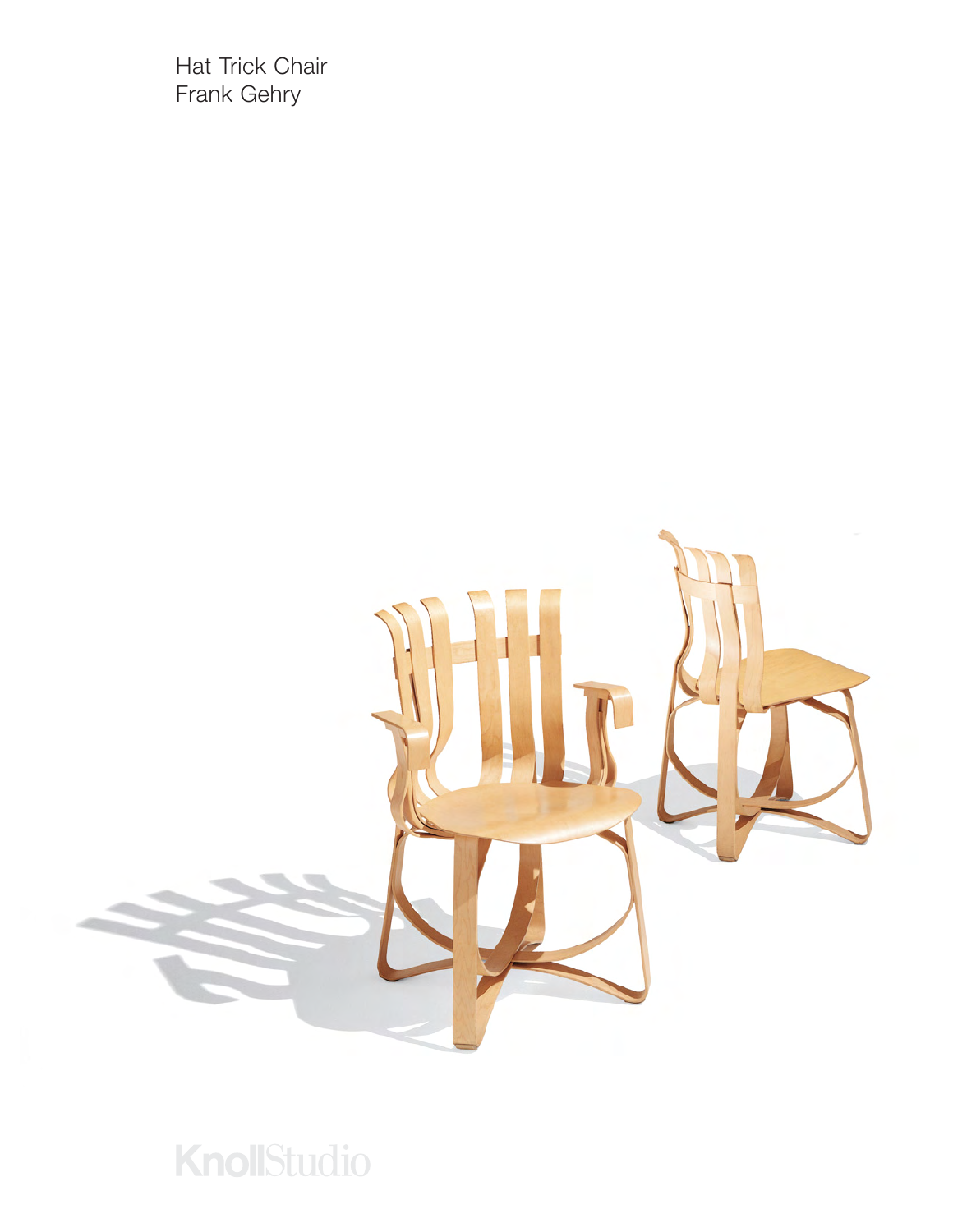Hat Trick Chair
Frank Gehry

KnollStudio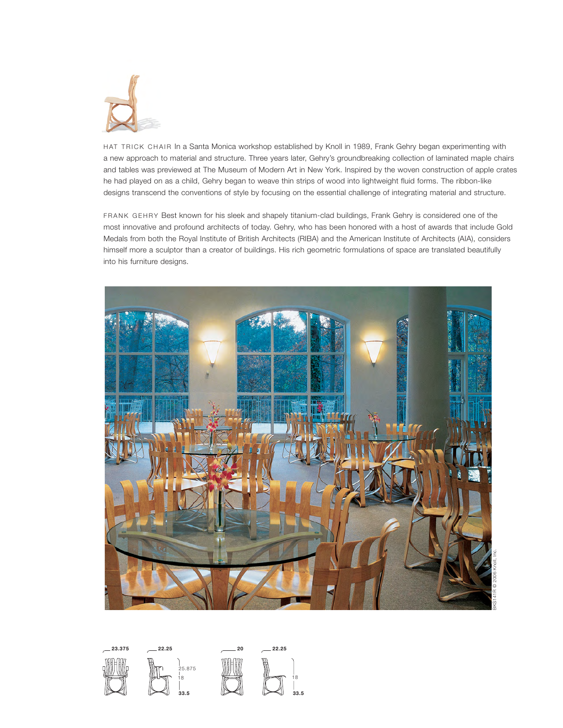HAT TRICK CHAIR In a Santa Monica workshop established by Knoll in 1989, Frank Gehry began experimenting with a new approach to material and structure. Three years later, Gehry's groundbreaking collection of laminated maple chairs and tables was previewed at The Museum of Modern Art in New York. Inspired by the woven construction of apple crates he had played on as a child, Gehry began to weave thin strips of wood into lightweight fluid forms. The ribbon-like designs transcend the conventions of style by focusing on the essential challenge of integrating material and structure.

FRANK GEHRY Best known for his sleek and shapely titanium-clad buildings, Frank Gehry is considered one of the most innovative and profound architects of today. Gehry, who has been honored with a host of awards that include Gold Medals from both the Royal Institute of British Architects (RIBA) and the American Institute of Architects (AIA), considers himself more a sculptor than a creator of buildings. His rich geometric formulations of space are translated beautifully into his furniture designs.

BKS141R © 2006 Knoll, Inc.

23.375

22.25

25.875

18

33.5

20

22.25

18

33.5